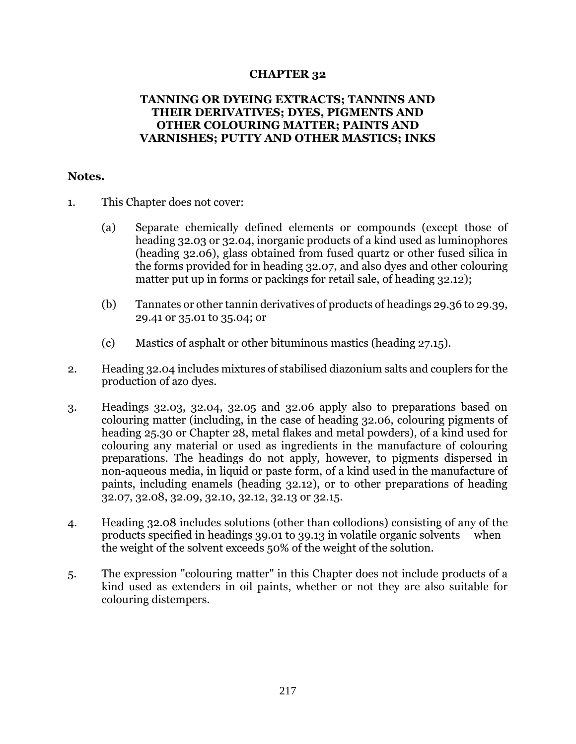# CHAPTER 32

## TANNING OR DYEING EXTRACTS; TANNINS AND THEIR DERIVATIVES; DYES, PIGMENTS AND OTHER COLOURING MATTER; PAINTS AND VARNISHES; PUTTY AND OTHER MASTICS; INKS

**Notes.**

1. This Chapter does not cover:

   (a) Separate chemically defined elements or compounds (except those of heading 32.03 or 32.04, inorganic products of a kind used as luminophores (heading 32.06), glass obtained from fused quartz or other fused silica in the forms provided for in heading 32.07, and also dyes and other colouring matter put up in forms or packings for retail sale, of heading 32.12);

   (b) Tannates or other tannin derivatives of products of headings 29.36 to 29.39, 29.41 or 35.01 to 35.04; or

   (c) Mastics of asphalt or other bituminous mastics (heading 27.15).

2. Heading 32.04 includes mixtures of stabilised diazonium salts and couplers for the production of azo dyes.

3. Headings 32.03, 32.04, 32.05 and 32.06 apply also to preparations based on colouring matter (including, in the case of heading 32.06, colouring pigments of heading 25.30 or Chapter 28, metal flakes and metal powders), of a kind used for colouring any material or used as ingredients in the manufacture of colouring preparations. The headings do not apply, however, to pigments dispersed in non-aqueous media, in liquid or paste form, of a kind used in the manufacture of paints, including enamels (heading 32.12), or to other preparations of heading 32.07, 32.08, 32.09, 32.10, 32.12, 32.13 or 32.15.

4. Heading 32.08 includes solutions (other than collodions) consisting of any of the products specified in headings 39.01 to 39.13 in volatile organic solvents when the weight of the solvent exceeds 50% of the weight of the solution.

5. The expression "colouring matter" in this Chapter does not include products of a kind used as extenders in oil paints, whether or not they are also suitable for colouring distempers.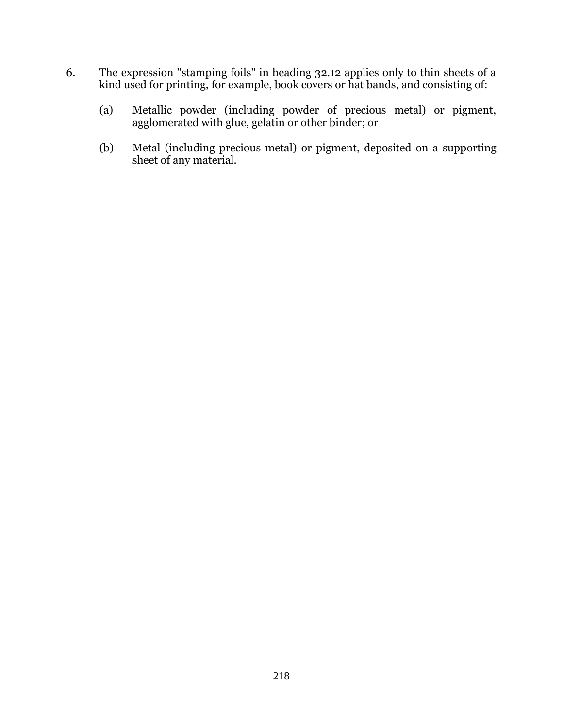6. The expression "stamping foils" in heading 32.12 applies only to thin sheets of a kind used for printing, for example, book covers or hat bands, and consisting of:

   (a) Metallic powder (including powder of precious metal) or pigment, agglomerated with glue, gelatin or other binder; or

   (b) Metal (including precious metal) or pigment, deposited on a supporting sheet of any material.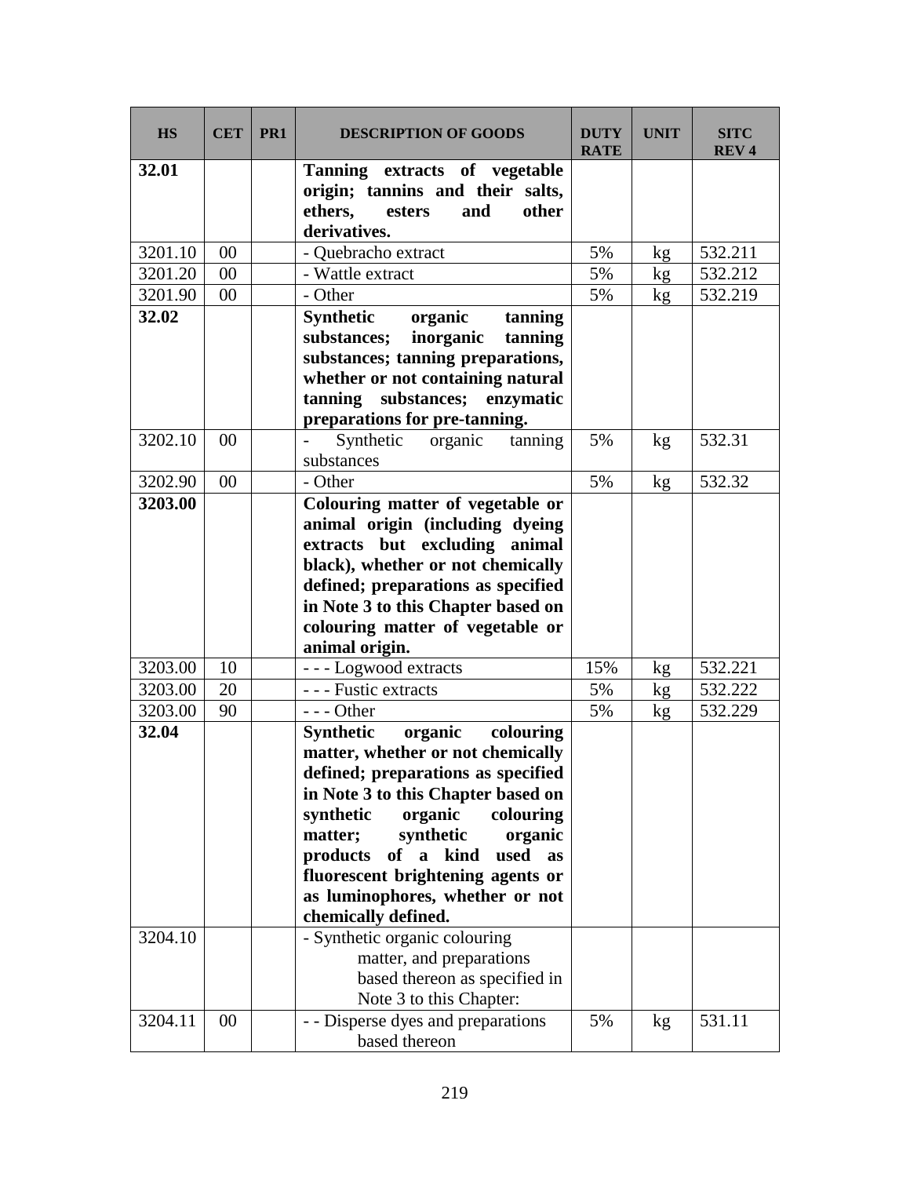| HS | CET | PR1 | DESCRIPTION OF GOODS | DUTY RATE | UNIT | SITC REV 4 |
|---|---|---|---|---|---|---|
| **32.01** | | | **Tanning extracts of vegetable origin; tannins and their salts, ethers, esters and other derivatives.** | | | |
| 3201.10 | 00 | | - Quebracho extract | 5% | kg | 532.211 |
| 3201.20 | 00 | | - Wattle extract | 5% | kg | 532.212 |
| 3201.90 | 00 | | - Other | 5% | kg | 532.219 |
| **32.02** | | | **Synthetic organic tanning substances; inorganic tanning substances; tanning preparations, whether or not containing natural tanning substances; enzymatic preparations for pre-tanning.** | | | |
| 3202.10 | 00 | | - Synthetic organic tanning substances | 5% | kg | 532.31 |
| 3202.90 | 00 | | - Other | 5% | kg | 532.32 |
| **3203.00** | | | **Colouring matter of vegetable or animal origin (including dyeing extracts but excluding animal black), whether or not chemically defined; preparations as specified in Note 3 to this Chapter based on colouring matter of vegetable or animal origin.** | | | |
| 3203.00 | 10 | | - - - Logwood extracts | 15% | kg | 532.221 |
| 3203.00 | 20 | | - - - Fustic extracts | 5% | kg | 532.222 |
| 3203.00 | 90 | | - - - Other | 5% | kg | 532.229 |
| **32.04** | | | **Synthetic organic colouring matter, whether or not chemically defined; preparations as specified in Note 3 to this Chapter based on synthetic organic colouring matter; synthetic organic products of a kind used as fluorescent brightening agents or as luminophores, whether or not chemically defined.** | | | |
| 3204.10 | | | - Synthetic organic colouring matter, and preparations based thereon as specified in Note 3 to this Chapter: | | | |
| 3204.11 | 00 | | - - Disperse dyes and preparations based thereon | 5% | kg | 531.11 |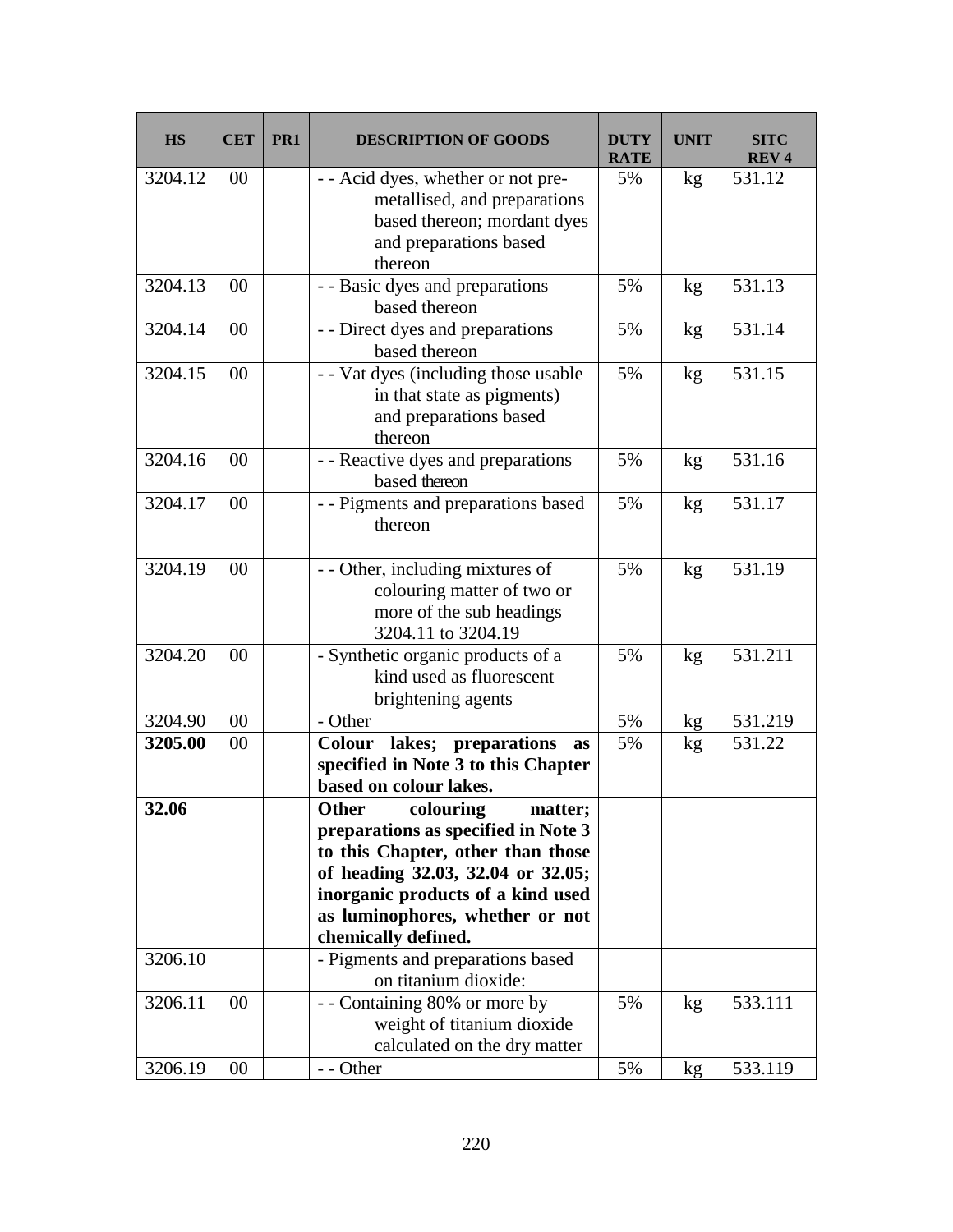| HS | CET | PR1 | DESCRIPTION OF GOODS | DUTY RATE | UNIT | SITC REV 4 |
|---|---|---|---|---|---|---|
| 3204.12 | 00 | | - - Acid dyes, whether or not pre-metallised, and preparations based thereon; mordant dyes and preparations based thereon | 5% | kg | 531.12 |
| 3204.13 | 00 | | - - Basic dyes and preparations based thereon | 5% | kg | 531.13 |
| 3204.14 | 00 | | - - Direct dyes and preparations based thereon | 5% | kg | 531.14 |
| 3204.15 | 00 | | - - Vat dyes (including those usable in that state as pigments) and preparations based thereon | 5% | kg | 531.15 |
| 3204.16 | 00 | | - - Reactive dyes and preparations based thereon | 5% | kg | 531.16 |
| 3204.17 | 00 | | - - Pigments and preparations based thereon | 5% | kg | 531.17 |
| 3204.19 | 00 | | - - Other, including mixtures of colouring matter of two or more of the sub headings 3204.11 to 3204.19 | 5% | kg | 531.19 |
| 3204.20 | 00 | | - Synthetic organic products of a kind used as fluorescent brightening agents | 5% | kg | 531.211 |
| 3204.90 | 00 | | - Other | 5% | kg | 531.219 |
| **3205.00** | 00 | | **Colour lakes; preparations as specified in Note 3 to this Chapter based on colour lakes.** | 5% | kg | 531.22 |
| **32.06** | | | **Other colouring matter; preparations as specified in Note 3 to this Chapter, other than those of heading 32.03, 32.04 or 32.05; inorganic products of a kind used as luminophores, whether or not chemically defined.** | | | |
| 3206.10 | | | - Pigments and preparations based on titanium dioxide: | | | |
| 3206.11 | 00 | | - - Containing 80% or more by weight of titanium dioxide calculated on the dry matter | 5% | kg | 533.111 |
| 3206.19 | 00 | | - - Other | 5% | kg | 533.119 |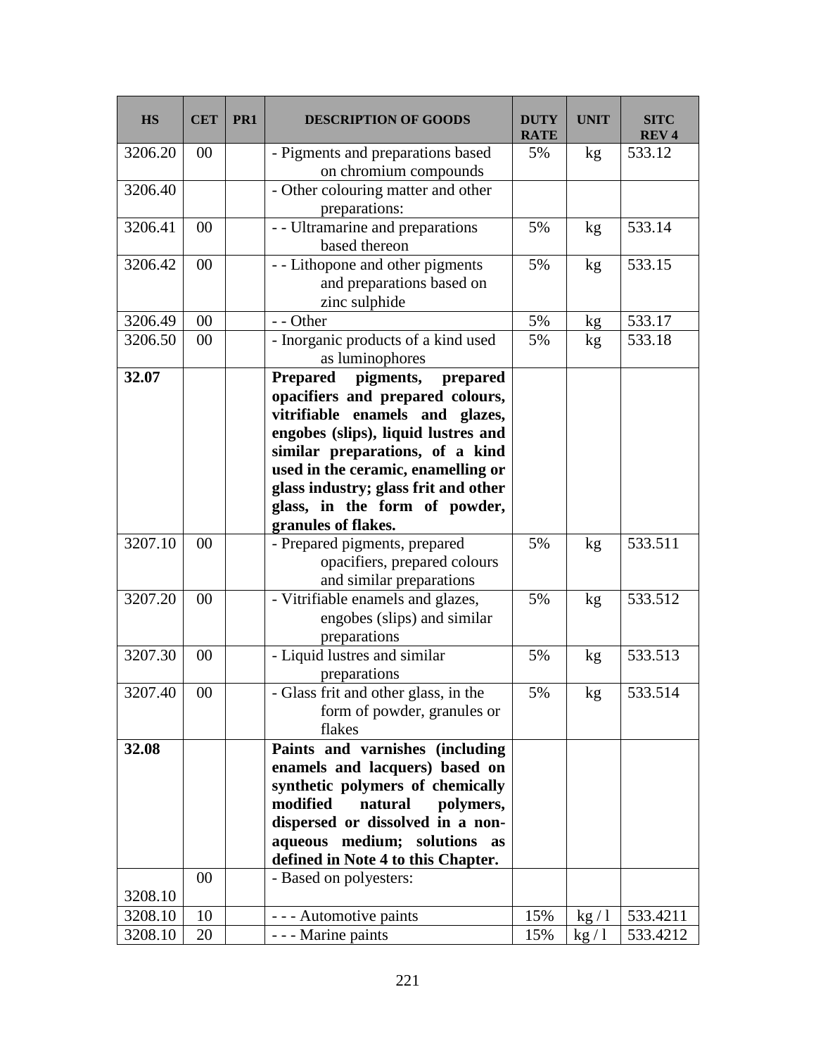| HS | CET | PR1 | DESCRIPTION OF GOODS | DUTY RATE | UNIT | SITC REV 4 |
|---|---|---|---|---|---|---|
| 3206.20 | 00 | | - Pigments and preparations based on chromium compounds | 5% | kg | 533.12 |
| 3206.40 | | | - Other colouring matter and other preparations: | | | |
| 3206.41 | 00 | | - - Ultramarine and preparations based thereon | 5% | kg | 533.14 |
| 3206.42 | 00 | | - - Lithopone and other pigments and preparations based on zinc sulphide | 5% | kg | 533.15 |
| 3206.49 | 00 | | - - Other | 5% | kg | 533.17 |
| 3206.50 | 00 | | - Inorganic products of a kind used as luminophores | 5% | kg | 533.18 |
| **32.07** | | | **Prepared pigments, prepared opacifiers and prepared colours, vitrifiable enamels and glazes, engobes (slips), liquid lustres and similar preparations, of a kind used in the ceramic, enamelling or glass industry; glass frit and other glass, in the form of powder, granules of flakes.** | | | |
| 3207.10 | 00 | | - Prepared pigments, prepared opacifiers, prepared colours and similar preparations | 5% | kg | 533.511 |
| 3207.20 | 00 | | - Vitrifiable enamels and glazes, engobes (slips) and similar preparations | 5% | kg | 533.512 |
| 3207.30 | 00 | | - Liquid lustres and similar preparations | 5% | kg | 533.513 |
| 3207.40 | 00 | | - Glass frit and other glass, in the form of powder, granules or flakes | 5% | kg | 533.514 |
| **32.08** | | | **Paints and varnishes (including enamels and lacquers) based on synthetic polymers of chemically modified natural polymers, dispersed or dissolved in a non-aqueous medium; solutions as defined in Note 4 to this Chapter.** | | | |
| 3208.10 | 00 | | - Based on polyesters: | | | |
| 3208.10 | 10 | | - - - Automotive paints | 15% | kg / l | 533.4211 |
| 3208.10 | 20 | | - - - Marine paints | 15% | kg / l | 533.4212 |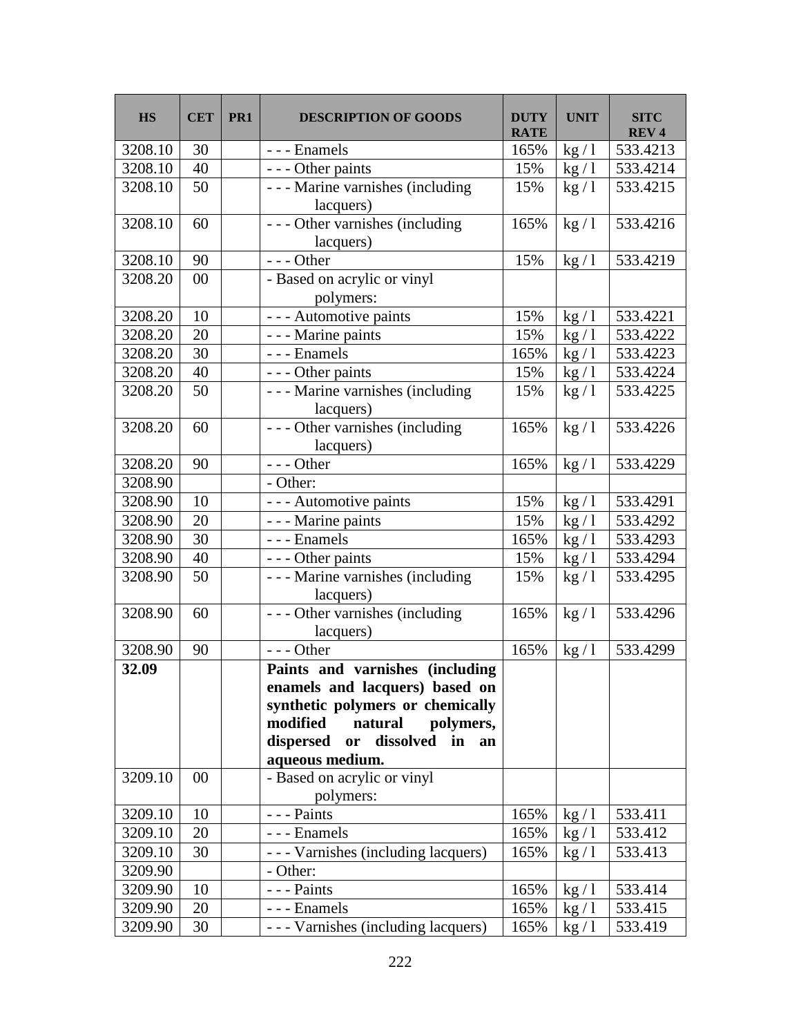| HS | CET | PR1 | DESCRIPTION OF GOODS | DUTY RATE | UNIT | SITC REV 4 |
|---|---|---|---|---|---|---|
| 3208.10 | 30 | | - - - Enamels | 165% | kg / l | 533.4213 |
| 3208.10 | 40 | | - - - Other paints | 15% | kg / l | 533.4214 |
| 3208.10 | 50 | | - - - Marine varnishes (including lacquers) | 15% | kg / l | 533.4215 |
| 3208.10 | 60 | | - - - Other varnishes (including lacquers) | 165% | kg / l | 533.4216 |
| 3208.10 | 90 | | - - - Other | 15% | kg / l | 533.4219 |
| 3208.20 | 00 | | - Based on acrylic or vinyl polymers: | | | |
| 3208.20 | 10 | | - - - Automotive paints | 15% | kg / l | 533.4221 |
| 3208.20 | 20 | | - - - Marine paints | 15% | kg / l | 533.4222 |
| 3208.20 | 30 | | - - - Enamels | 165% | kg / l | 533.4223 |
| 3208.20 | 40 | | - - - Other paints | 15% | kg / l | 533.4224 |
| 3208.20 | 50 | | - - - Marine varnishes (including lacquers) | 15% | kg / l | 533.4225 |
| 3208.20 | 60 | | - - - Other varnishes (including lacquers) | 165% | kg / l | 533.4226 |
| 3208.20 | 90 | | - - - Other | 165% | kg / l | 533.4229 |
| 3208.90 | | | - Other: | | | |
| 3208.90 | 10 | | - - - Automotive paints | 15% | kg / l | 533.4291 |
| 3208.90 | 20 | | - - - Marine paints | 15% | kg / l | 533.4292 |
| 3208.90 | 30 | | - - - Enamels | 165% | kg / l | 533.4293 |
| 3208.90 | 40 | | - - - Other paints | 15% | kg / l | 533.4294 |
| 3208.90 | 50 | | - - - Marine varnishes (including lacquers) | 15% | kg / l | 533.4295 |
| 3208.90 | 60 | | - - - Other varnishes (including lacquers) | 165% | kg / l | 533.4296 |
| 3208.90 | 90 | | - - - Other | 165% | kg / l | 533.4299 |
| **32.09** | | | **Paints and varnishes (including enamels and lacquers) based on synthetic polymers or chemically modified natural polymers, dispersed or dissolved in an aqueous medium.** | | | |
| 3209.10 | 00 | | - Based on acrylic or vinyl polymers: | | | |
| 3209.10 | 10 | | - - - Paints | 165% | kg / l | 533.411 |
| 3209.10 | 20 | | - - - Enamels | 165% | kg / l | 533.412 |
| 3209.10 | 30 | | - - - Varnishes (including lacquers) | 165% | kg / l | 533.413 |
| 3209.90 | | | - Other: | | | |
| 3209.90 | 10 | | - - - Paints | 165% | kg / l | 533.414 |
| 3209.90 | 20 | | - - - Enamels | 165% | kg / l | 533.415 |
| 3209.90 | 30 | | - - - Varnishes (including lacquers) | 165% | kg / l | 533.419 |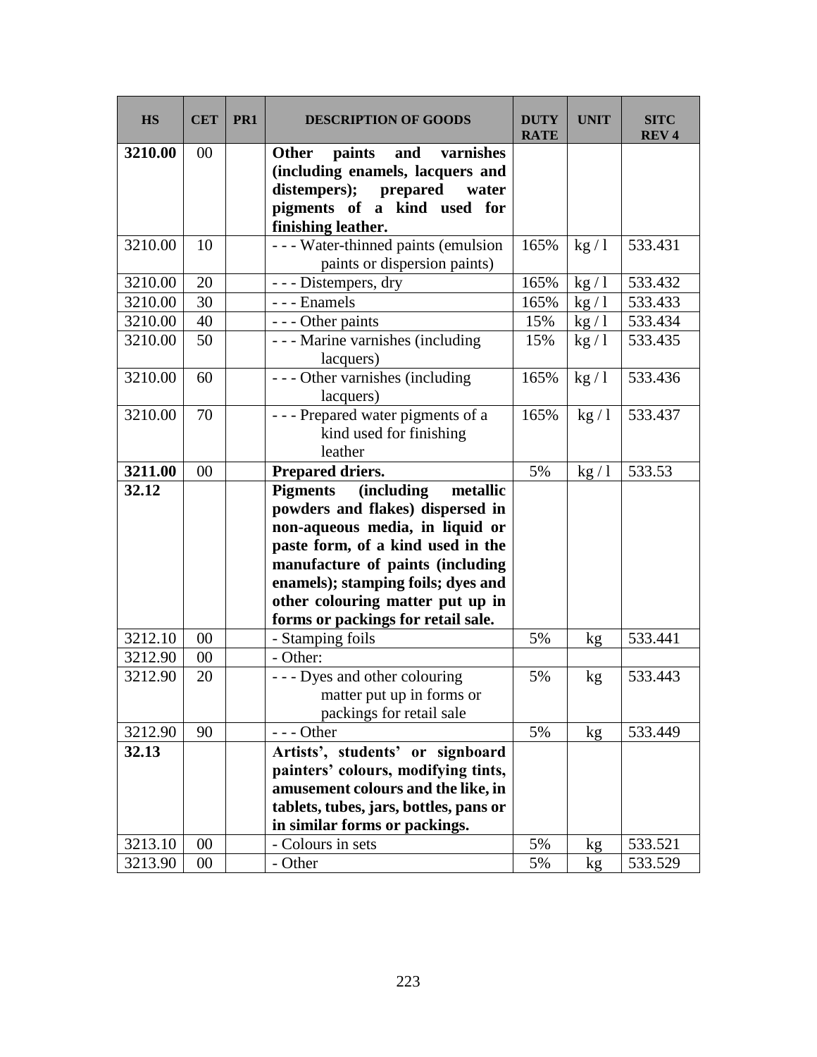| HS | CET | PR1 | DESCRIPTION OF GOODS | DUTY RATE | UNIT | SITC REV 4 |
|---|---|---|---|---|---|---|
| **3210.00** | 00 | | **Other paints and varnishes (including enamels, lacquers and distempers); prepared water pigments of a kind used for finishing leather.** | | | |
| 3210.00 | 10 | | - - - Water-thinned paints (emulsion paints or dispersion paints) | 165% | kg / l | 533.431 |
| 3210.00 | 20 | | - - - Distempers, dry | 165% | kg / l | 533.432 |
| 3210.00 | 30 | | - - - Enamels | 165% | kg / l | 533.433 |
| 3210.00 | 40 | | - - - Other paints | 15% | kg / l | 533.434 |
| 3210.00 | 50 | | - - - Marine varnishes (including lacquers) | 15% | kg / l | 533.435 |
| 3210.00 | 60 | | - - - Other varnishes (including lacquers) | 165% | kg / l | 533.436 |
| 3210.00 | 70 | | - - - Prepared water pigments of a kind used for finishing leather | 165% | kg / l | 533.437 |
| **3211.00** | 00 | | **Prepared driers.** | 5% | kg / l | 533.53 |
| **32.12** | | | **Pigments (including metallic powders and flakes) dispersed in non-aqueous media, in liquid or paste form, of a kind used in the manufacture of paints (including enamels); stamping foils; dyes and other colouring matter put up in forms or packings for retail sale.** | | | |
| 3212.10 | 00 | | - Stamping foils | 5% | kg | 533.441 |
| 3212.90 | 00 | | - Other: | | | |
| 3212.90 | 20 | | - - - Dyes and other colouring matter put up in forms or packings for retail sale | 5% | kg | 533.443 |
| 3212.90 | 90 | | - - - Other | 5% | kg | 533.449 |
| **32.13** | | | **Artists', students' or signboard painters' colours, modifying tints, amusement colours and the like, in tablets, tubes, jars, bottles, pans or in similar forms or packings.** | | | |
| 3213.10 | 00 | | - Colours in sets | 5% | kg | 533.521 |
| 3213.90 | 00 | | - Other | 5% | kg | 533.529 |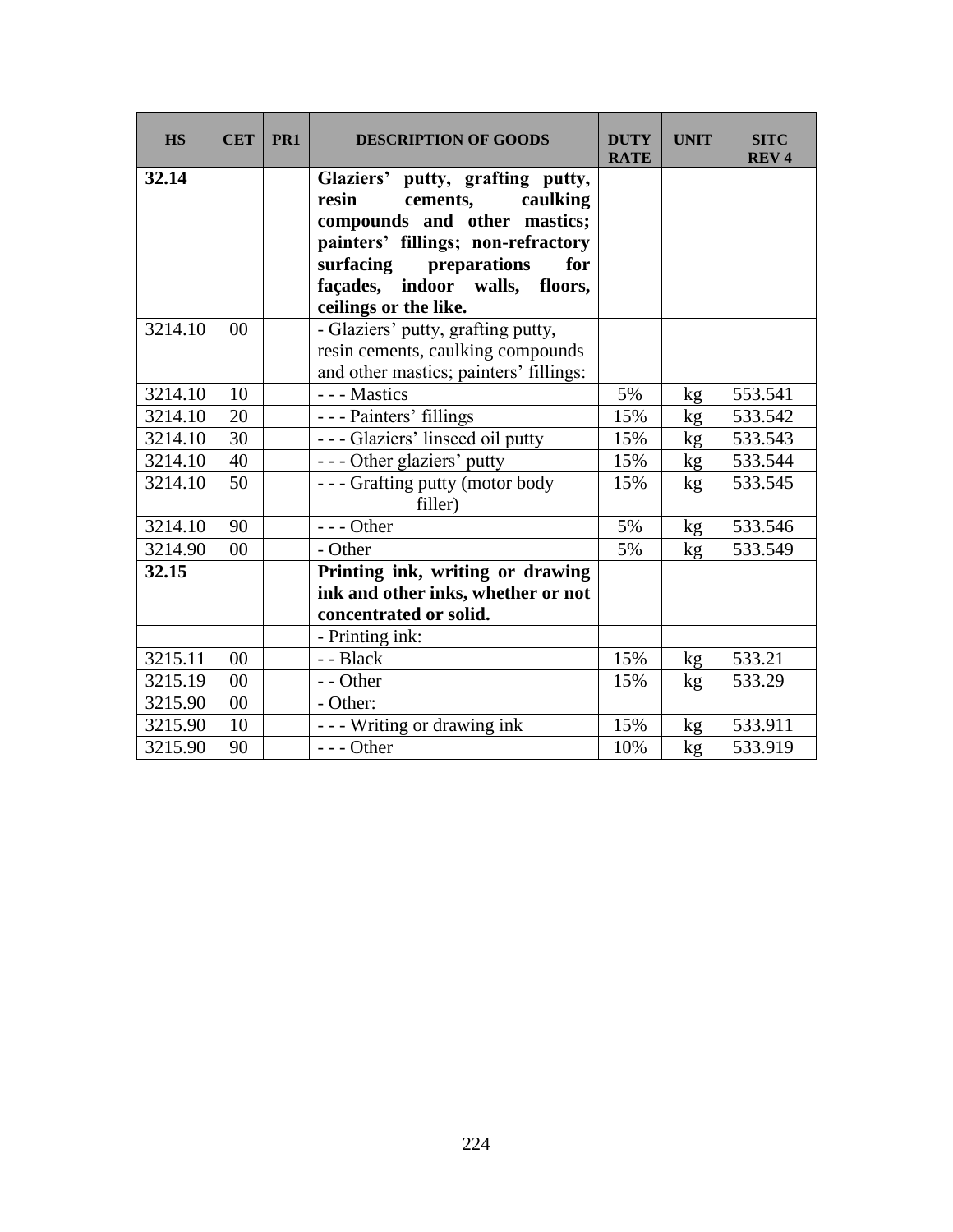| HS | CET | PR1 | DESCRIPTION OF GOODS | DUTY RATE | UNIT | SITC REV 4 |
|---|---|---|---|---|---|---|
| **32.14** | | | **Glaziers' putty, grafting putty, resin cements, caulking compounds and other mastics; painters' fillings; non-refractory surfacing preparations for façades, indoor walls, floors, ceilings or the like.** | | | |
| 3214.10 | 00 | | - Glaziers' putty, grafting putty, resin cements, caulking compounds and other mastics; painters' fillings: | | | |
| 3214.10 | 10 | | - - - Mastics | 5% | kg | 553.541 |
| 3214.10 | 20 | | - - - Painters' fillings | 15% | kg | 533.542 |
| 3214.10 | 30 | | - - - Glaziers' linseed oil putty | 15% | kg | 533.543 |
| 3214.10 | 40 | | - - - Other glaziers' putty | 15% | kg | 533.544 |
| 3214.10 | 50 | | - - - Grafting putty (motor body filler) | 15% | kg | 533.545 |
| 3214.10 | 90 | | - - - Other | 5% | kg | 533.546 |
| 3214.90 | 00 | | - Other | 5% | kg | 533.549 |
| **32.15** | | | **Printing ink, writing or drawing ink and other inks, whether or not concentrated or solid.** | | | |
| | | | - Printing ink: | | | |
| 3215.11 | 00 | | - - Black | 15% | kg | 533.21 |
| 3215.19 | 00 | | - - Other | 15% | kg | 533.29 |
| 3215.90 | 00 | | - Other: | | | |
| 3215.90 | 10 | | - - - Writing or drawing ink | 15% | kg | 533.911 |
| 3215.90 | 90 | | - - - Other | 10% | kg | 533.919 |